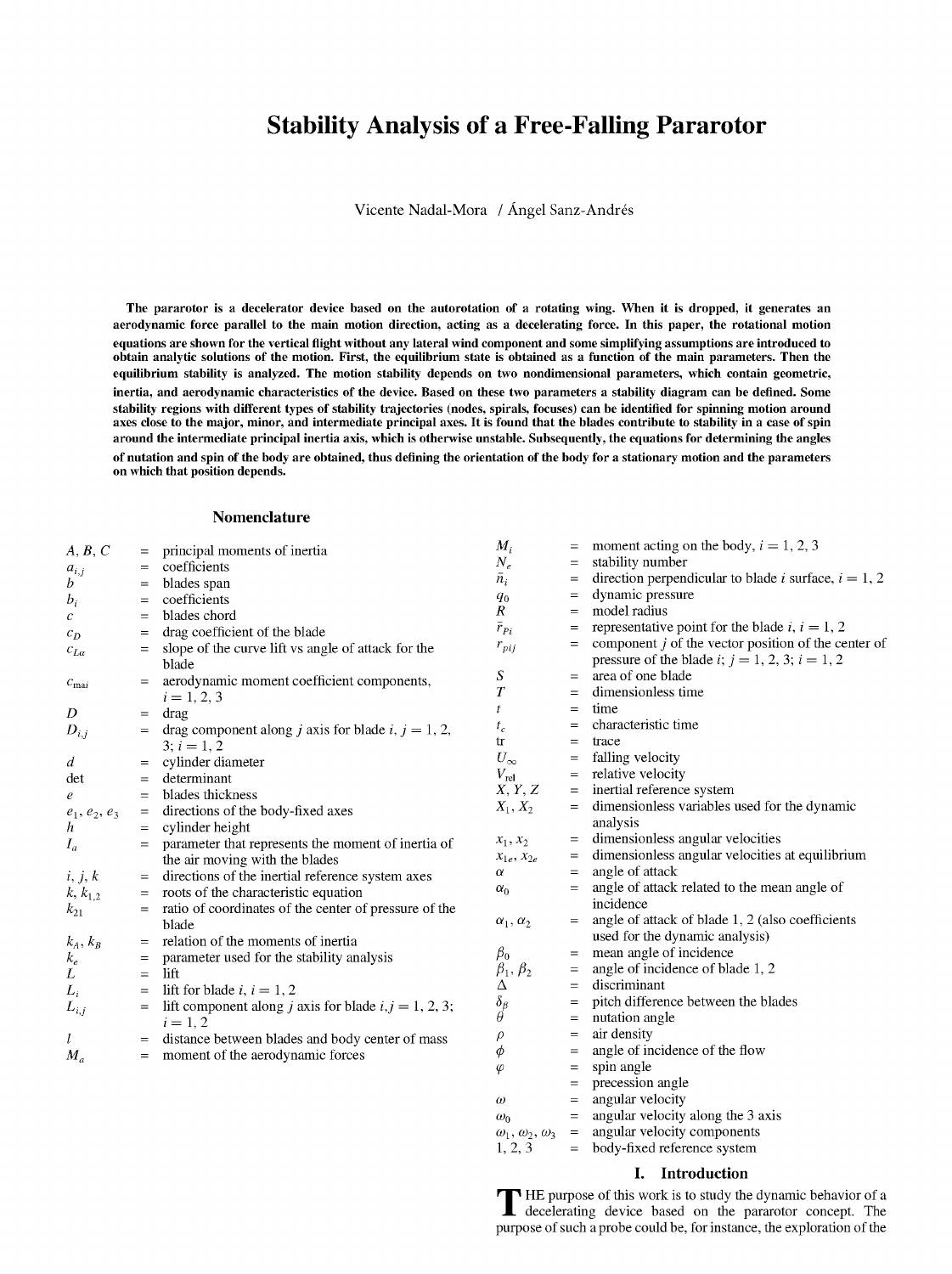# Stability Analysis of a Free-Falling Pararotor

Vicente Nadal-Mora / Ángel Sanz-Andrés

**The pararotor is a decelerator device based on the autorotation of a rotating wing. When it is dropped, it generates an aerodynamic force parallel to the main motion direction, acting as a decelerating force. In this paper, the rotational motion equations are shown for the vertical flight without any lateral wind component and some simplifying assumptions are introduced to obtain analytic solutions of the motion. First, the equilibrium state is obtained as a function of the main parameters. Then the equilibrium stability is analyzed. The motion stability depends on two nondimensional parameters, which contain geometric, inertia, and aerodynamic characteristics of the device. Based on these two parameters a stability diagram can be defined. Some stability regions with different types of stability trajectories (nodes, spirals, focuses) can be identified for spinning motion around axes close to the major, minor, and intermediate principal axes. It is found that the blades contribute to stability in a case of spin around the intermediate principal inertia axis, which is otherwise unstable. Subsequently, the equations for determining the angles of nutation and spin of the body are obtained, thus defining the orientation of the body for a stationary motion and the parameters on which that position depends.**

## Nomenclature

| | | |
|---|---|---|
| $A$, $B$, $C$ | = | principal moments of inertia |
| $a_{i,j}$ | = | coefficients |
| $b$ | = | blades span |
| $b_i$ | = | coefficients |
| $c$ | = | blades chord |
| $c_D$ | = | drag coefficient of the blade |
| $c_{L\alpha}$ | = | slope of the curve lift vs angle of attack for the blade |
| $c_{mai}$ | = | aerodynamic moment coefficient components, $i = 1, 2, 3$ |
| $D$ | = | drag |
| $D_{i,j}$ | = | drag component along $j$ axis for blade $i$, $j = 1, 2, 3$; $i = 1, 2$ |
| $d$ | = | cylinder diameter |
| det | = | determinant |
| $e$ | = | blades thickness |
| $e_1$, $e_2$, $e_3$ | = | directions of the body-fixed axes |
| $h$ | = | cylinder height |
| $I_a$ | = | parameter that represents the moment of inertia of the air moving with the blades |
| $i$, $j$, $k$ | = | directions of the inertial reference system axes |
| $k$, $k_{1,2}$ | = | roots of the characteristic equation |
| $k_{21}$ | = | ratio of coordinates of the center of pressure of the blade |
| $k_A$, $k_B$ | = | relation of the moments of inertia |
| $k_e$ | = | parameter used for the stability analysis |
| $L$ | = | lift |
| $L_i$ | = | lift for blade $i$, $i = 1, 2$ |
| $L_{i,j}$ | = | lift component along $j$ axis for blade $i$,$j = 1, 2, 3$; $i = 1, 2$ |
| $l$ | = | distance between blades and body center of mass |
| $M_a$ | = | moment of the aerodynamic forces |
| $M_i$ | = | moment acting on the body, $i = 1, 2, 3$ |
| $N_e$ | = | stability number |
| $\bar{n}_i$ | = | direction perpendicular to blade $i$ surface, $i = 1, 2$ |
| $q_0$ | = | dynamic pressure |
| $R$ | = | model radius |
| $\bar{r}_{Pi}$ | = | representative point for the blade $i$, $i = 1, 2$ |
| $r_{pij}$ | = | component $j$ of the vector position of the center of pressure of the blade $i$; $j = 1, 2, 3$; $i = 1, 2$ |
| $S$ | = | area of one blade |
| $T$ | = | dimensionless time |
| $t$ | = | time |
| $t_c$ | = | characteristic time |
| tr | = | trace |
| $U_\infty$ | = | falling velocity |
| $V_{rel}$ | = | relative velocity |
| $X$, $Y$, $Z$ | = | inertial reference system |
| $X_1$, $X_2$ | = | dimensionless variables used for the dynamic analysis |
| $x_1$, $x_2$ | = | dimensionless angular velocities |
| $x_{1e}$, $x_{2e}$ | = | dimensionless angular velocities at equilibrium |
| $\alpha$ | = | angle of attack |
| $\alpha_0$ | = | angle of attack related to the mean angle of incidence |
| $\alpha_1$, $\alpha_2$ | = | angle of attack of blade 1, 2 (also coefficients used for the dynamic analysis) |
| $\beta_0$ | = | mean angle of incidence |
| $\beta_1$, $\beta_2$ | = | angle of incidence of blade 1, 2 |
| $\Delta$ | = | discriminant |
| $\delta_\beta$ | = | pitch difference between the blades |
| $\theta$ | = | nutation angle |
| $\rho$ | = | air density |
| $\phi$ | = | angle of incidence of the flow |
| $\varphi$ | = | spin angle |
| | = | precession angle |
| $\omega$ | = | angular velocity |
| $\omega_0$ | = | angular velocity along the 3 axis |
| $\omega_1$, $\omega_2$, $\omega_3$ | = | angular velocity components |
| 1, 2, 3 | = | body-fixed reference system |

## I. Introduction

THE purpose of this work is to study the dynamic behavior of a decelerating device based on the pararotor concept. The purpose of such a probe could be, for instance, the exploration of the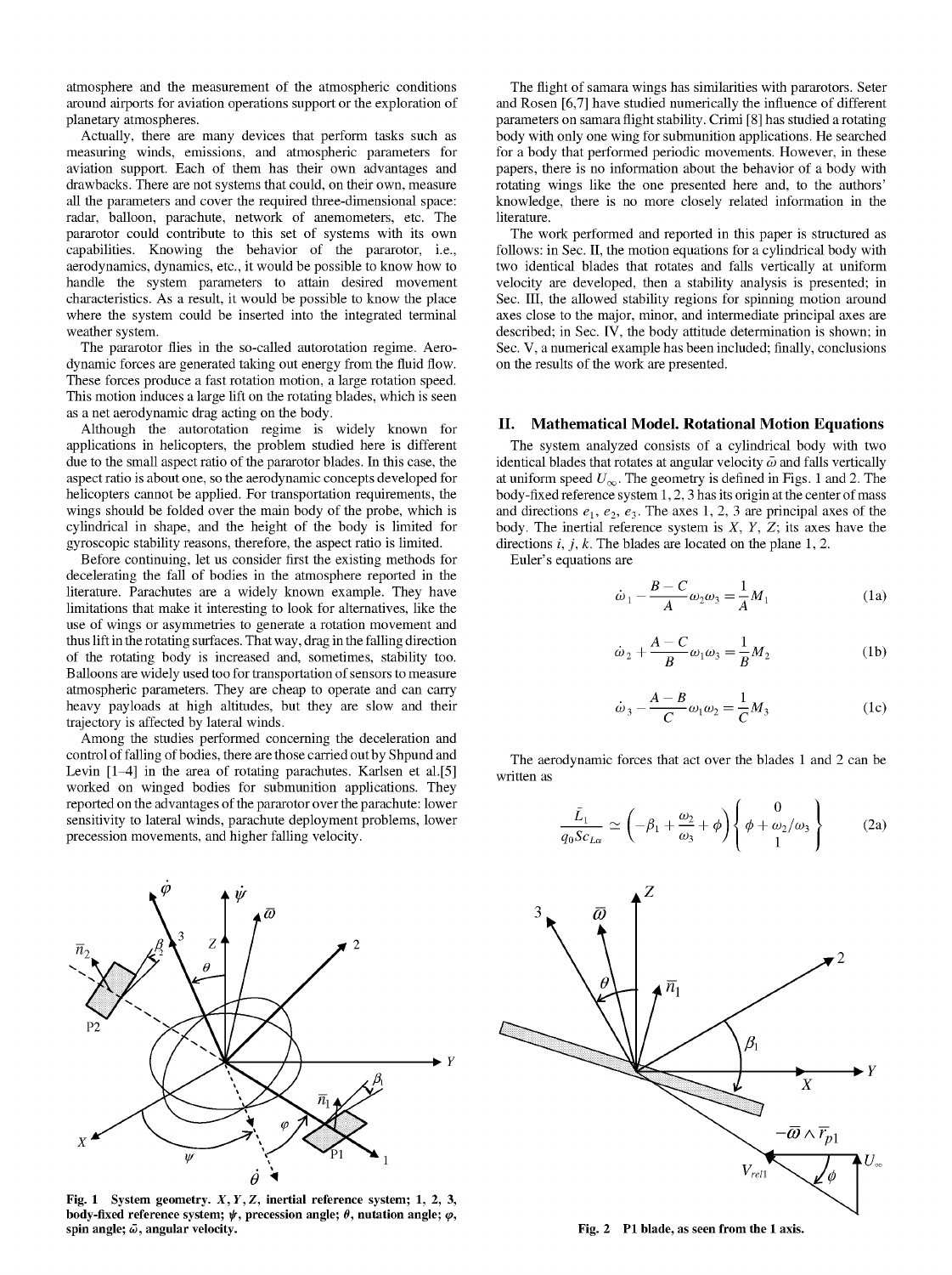atmosphere and the measurement of the atmospheric conditions around airports for aviation operations support or the exploration of planetary atmospheres.

Actually, there are many devices that perform tasks such as measuring winds, emissions, and atmospheric parameters for aviation support. Each of them has their own advantages and drawbacks. There are not systems that could, on their own, measure all the parameters and cover the required three-dimensional space: radar, balloon, parachute, network of anemometers, etc. The pararotor could contribute to this set of systems with its own capabilities. Knowing the behavior of the pararotor, i.e., aerodynamics, dynamics, etc., it would be possible to know how to handle the system parameters to attain desired movement characteristics. As a result, it would be possible to know the place where the system could be inserted into the integrated terminal weather system.

The pararotor flies in the so-called autorotation regime. Aerodynamic forces are generated taking out energy from the fluid flow. These forces produce a fast rotation motion, a large rotation speed. This motion induces a large lift on the rotating blades, which is seen as a net aerodynamic drag acting on the body.

Although the autorotation regime is widely known for applications in helicopters, the problem studied here is different due to the small aspect ratio of the pararotor blades. In this case, the aspect ratio is about one, so the aerodynamic concepts developed for helicopters cannot be applied. For transportation requirements, the wings should be folded over the main body of the probe, which is cylindrical in shape, and the height of the body is limited for gyroscopic stability reasons, therefore, the aspect ratio is limited.

Before continuing, let us consider first the existing methods for decelerating the fall of bodies in the atmosphere reported in the literature. Parachutes are a widely known example. They have limitations that make it interesting to look for alternatives, like the use of wings or asymmetries to generate a rotation movement and thus lift in the rotating surfaces. That way, drag in the falling direction of the rotating body is increased and, sometimes, stability too. Balloons are widely used too for transportation of sensors to measure atmospheric parameters. They are cheap to operate and can carry heavy payloads at high altitudes, but they are slow and their trajectory is affected by lateral winds.

Among the studies performed concerning the deceleration and control of falling of bodies, there are those carried out by Shpund and Levin [1–4] in the area of rotating parachutes. Karlsen et al.[5] worked on winged bodies for submunition applications. They reported on the advantages of the pararotor over the parachute: lower sensitivity to lateral winds, parachute deployment problems, lower precession movements, and higher falling velocity.

The flight of samara wings has similarities with pararotors. Seter and Rosen [6,7] have studied numerically the influence of different parameters on samara flight stability. Crimi [8] has studied a rotating body with only one wing for submunition applications. He searched for a body that performed periodic movements. However, in these papers, there is no information about the behavior of a body with rotating wings like the one presented here and, to the authors' knowledge, there is no more closely related information in the literature.

The work performed and reported in this paper is structured as follows: in Sec. II, the motion equations for a cylindrical body with two identical blades that rotates and falls vertically at uniform velocity are developed, then a stability analysis is presented; in Sec. III, the allowed stability regions for spinning motion around axes close to the major, minor, and intermediate principal axes are described; in Sec. IV, the body attitude determination is shown; in Sec. V, a numerical example has been included; finally, conclusions on the results of the work are presented.

## II. Mathematical Model. Rotational Motion Equations

The system analyzed consists of a cylindrical body with two identical blades that rotates at angular velocity $\bar{\omega}$ and falls vertically at uniform speed $U_\infty$. The geometry is defined in Figs. 1 and 2. The body-fixed reference system 1, 2, 3 has its origin at the center of mass and directions $e_1$, $e_2$, $e_3$. The axes 1, 2, 3 are principal axes of the body. The inertial reference system is $X$, $Y$, $Z$; its axes have the directions $i$, $j$, $k$. The blades are located on the plane 1, 2.

Euler's equations are

$$\dot{\omega}_1 - \frac{B-C}{A}\omega_2\omega_3 = \frac{1}{A}M_1 \tag{1a}$$

$$\dot{\omega}_2 + \frac{A-C}{B}\omega_1\omega_3 = \frac{1}{B}M_2 \tag{1b}$$

$$\dot{\omega}_3 - \frac{A-B}{C}\omega_1\omega_2 = \frac{1}{C}M_3 \tag{1c}$$

The aerodynamic forces that act over the blades 1 and 2 can be written as

$$\frac{\bar{L}_1}{q_0 S c_{L\alpha}} \simeq \left(-\beta_1 + \frac{\omega_2}{\omega_3} + \phi\right)\begin{Bmatrix} 0 \\ \phi + \omega_2/\omega_3 \\ 1 \end{Bmatrix} \tag{2a}$$

Fig. 1 System geometry. $X, Y, Z$, inertial reference system; 1, 2, 3, body-fixed reference system; $\psi$, precession angle; $\theta$, nutation angle; $\varphi$, spin angle; $\bar{\omega}$, angular velocity.

Fig. 2 P1 blade, as seen from the 1 axis.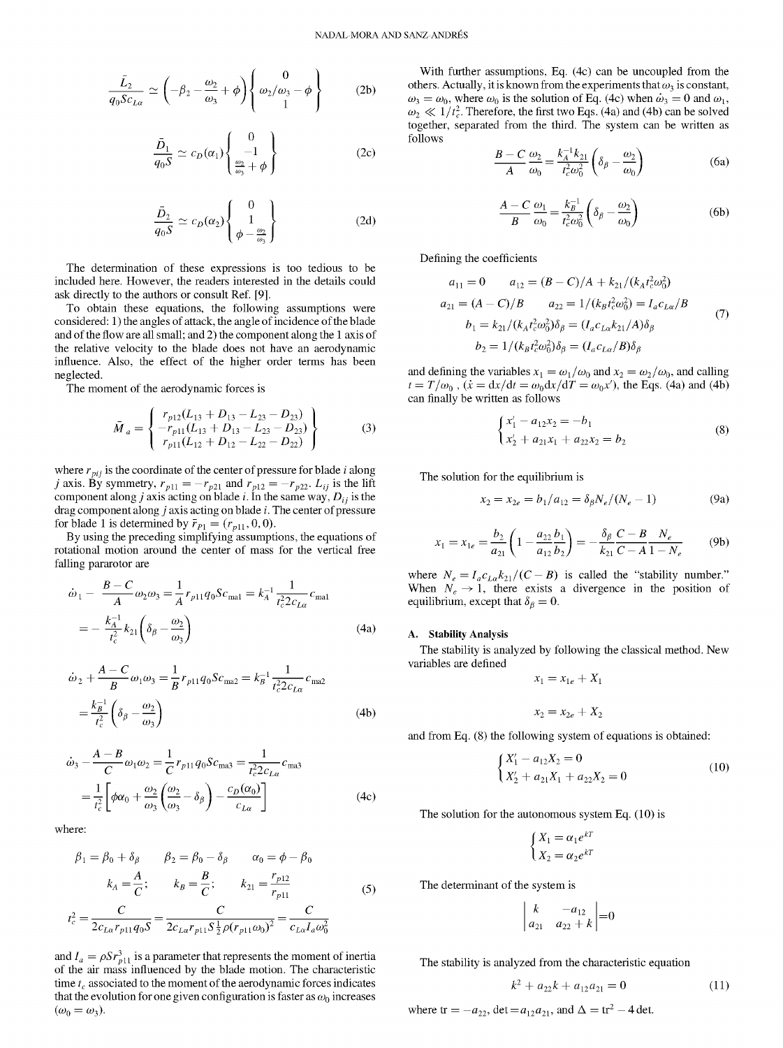$$\frac{\bar{L}_2}{q_0 S c_{L\alpha}} \simeq \left(-\beta_2 - \frac{\omega_2}{\omega_3} + \phi\right)\begin{Bmatrix} 0 \\ \omega_2/\omega_3 - \phi \\ 1 \end{Bmatrix} \tag{2b}$$

$$\frac{\bar{D}_1}{q_0 S} \simeq c_D(\alpha_1)\begin{Bmatrix} 0 \\ -1 \\ \frac{\omega_2}{\omega_3} + \phi \end{Bmatrix} \tag{2c}$$

$$\frac{\bar{D}_2}{q_0 S} \simeq c_D(\alpha_2)\begin{Bmatrix} 0 \\ 1 \\ \phi - \frac{\omega_2}{\omega_3} \end{Bmatrix} \tag{2d}$$

The determination of these expressions is too tedious to be included here. However, the readers interested in the details could ask directly to the authors or consult Ref. [9].

To obtain these equations, the following assumptions were considered: 1) the angles of attack, the angle of incidence of the blade and of the flow are all small; and 2) the component along the 1 axis of the relative velocity to the blade does not have an aerodynamic influence. Also, the effect of the higher order terms has been neglected.

The moment of the aerodynamic forces is

$$\bar{M}_a = \begin{Bmatrix} r_{p12}(L_{13} + D_{13} - L_{23} - D_{23}) \\ -r_{p11}(L_{13} + D_{13} - L_{23} - D_{23}) \\ r_{p11}(L_{12} + D_{12} - L_{22} - D_{22}) \end{Bmatrix} \tag{3}$$

where $r_{pij}$ is the coordinate of the center of pressure for blade $i$ along $j$ axis. By symmetry, $r_{p11} = -r_{p21}$ and $r_{p12} = -r_{p22}$. $L_{ij}$ is the lift component along $j$ axis acting on blade $i$. In the same way, $D_{ij}$ is the drag component along $j$ axis acting on blade $i$. The center of pressure for blade 1 is determined by $\bar{r}_{P1} = (r_{p11}, 0, 0)$.

By using the preceding simplifying assumptions, the equations of rotational motion around the center of mass for the vertical free falling pararotor are

$$\dot{\omega}_1 - \frac{B-C}{A}\omega_2\omega_3 = \frac{1}{A} r_{p11} q_0 S c_{\text{ma1}} = k_A^{-1}\frac{1}{t_c^2 2 c_{L\alpha}} c_{\text{ma1}} = -\frac{k_A^{-1}}{t_c^2} k_{21}\left(\delta_\beta - \frac{\omega_2}{\omega_3}\right) \tag{4a}$$

$$\dot{\omega}_2 + \frac{A-C}{B}\omega_1\omega_3 = \frac{1}{B} r_{p11} q_0 S c_{\text{ma2}} = k_B^{-1}\frac{1}{t_c^2 2 c_{L\alpha}} c_{\text{ma2}} = \frac{k_B^{-1}}{t_c^2}\left(\delta_\beta - \frac{\omega_2}{\omega_3}\right) \tag{4b}$$

$$\dot{\omega}_3 - \frac{A-B}{C}\omega_1\omega_2 = \frac{1}{C} r_{p11} q_0 S c_{\text{ma3}} = \frac{1}{t_c^2 2 c_{L\alpha}} c_{\text{ma3}} = \frac{1}{t_c^2}\left[\phi\alpha_0 + \frac{\omega_2}{\omega_3}\left(\frac{\omega_2}{\omega_3} - \delta_\beta\right) - \frac{c_D(\alpha_0)}{c_{L\alpha}}\right] \tag{4c}$$

where:

$$\beta_1 = \beta_0 + \delta_\beta \qquad \beta_2 = \beta_0 - \delta_\beta \qquad \alpha_0 = \phi - \beta_0$$

$$k_A = \frac{A}{C}; \qquad k_B = \frac{B}{C}; \qquad k_{21} = \frac{r_{p12}}{r_{p11}} \tag{5}$$

$$t_c^2 = \frac{C}{2 c_{L\alpha} r_{p11} q_0 S} = \frac{C}{2 c_{L\alpha} r_{p11} S \frac{1}{2}\rho (r_{p11}\omega_0)^2} = \frac{C}{c_{L\alpha} I_a \omega_0^2}$$

and $I_a = \rho S r_{p11}^3$ is a parameter that represents the moment of inertia of the air mass influenced by the blade motion. The characteristic time $t_c$ associated to the moment of the aerodynamic forces indicates that the evolution for one given configuration is faster as $\omega_0$ increases ($\omega_0 = \omega_3$).

With further assumptions, Eq. (4c) can be uncoupled from the others. Actually, it is known from the experiments that $\omega_3$ is constant, $\omega_3 = \omega_0$, where $\omega_0$ is the solution of Eq. (4c) when $\dot{\omega}_3 = 0$ and $\omega_1$, $\omega_2 \ll 1/t_c^2$. Therefore, the first two Eqs. (4a) and (4b) can be solved together, separated from the third. The system can be written as follows

$$\frac{B-C}{A}\frac{\omega_2}{\omega_0} = \frac{k_A^{-1} k_{21}}{t_c^2\omega_0^2}\left(\delta_\beta - \frac{\omega_2}{\omega_0}\right) \tag{6a}$$

$$\frac{A-C}{B}\frac{\omega_1}{\omega_0} = \frac{k_B^{-1}}{t_c^2\omega_0^2}\left(\delta_\beta - \frac{\omega_2}{\omega_0}\right) \tag{6b}$$

Defining the coefficients

$$\begin{aligned}
&a_{11} = 0 \qquad a_{12} = (B-C)/A + k_{21}/(k_A t_c^2 \omega_0^2) \\
&a_{21} = (A-C)/B \qquad a_{22} = 1/(k_B t_c^2 \omega_0^2) = I_a c_{L\alpha}/B \\
&b_1 = k_{21}/(k_A t_c^2 \omega_0^2)\delta_\beta = (I_a c_{L\alpha} k_{21}/A)\delta_\beta \\
&b_2 = 1/(k_B t_c^2 \omega_0^2)\delta_\beta = (I_a c_{L\alpha}/B)\delta_\beta
\end{aligned} \tag{7}$$

and defining the variables $x_1 = \omega_1/\omega_0$ and $x_2 = \omega_2/\omega_0$, and calling $t = T/\omega_0$ , ($\dot{x} = dx/dt = \omega_0 dx/dT = \omega_0 x'$), the Eqs. (4a) and (4b) can finally be written as follows

$$\begin{cases} x_1' - a_{12}x_2 = -b_1 \\ x_2' + a_{21}x_1 + a_{22}x_2 = b_2 \end{cases} \tag{8}$$

The solution for the equilibrium is

$$x_2 = x_{2e} = b_1/a_{12} = \delta_\beta N_e/(N_e - 1) \tag{9a}$$

$$x_1 = x_{1e} = \frac{b_2}{a_{21}}\left(1 - \frac{a_{22}b_1}{a_{12}b_2}\right) = -\frac{\delta_\beta}{k_{21}}\frac{C-B}{C-A}\frac{N_e}{1-N_e} \tag{9b}$$

where $N_e = I_a c_{L\alpha} k_{21}/(C-B)$ is called the "stability number." When $N_e \to 1$, there exists a divergence in the position of equilibrium, except that $\delta_\beta = 0$.

### A. Stability Analysis

The stability is analyzed by following the classical method. New variables are defined

$$x_1 = x_{1e} + X_1$$

$$x_2 = x_{2e} + X_2$$

and from Eq. (8) the following system of equations is obtained:

$$\begin{cases} X_1' - a_{12}X_2 = 0 \\ X_2' + a_{21}X_1 + a_{22}X_2 = 0 \end{cases} \tag{10}$$

The solution for the autonomous system Eq. (10) is

$$\begin{cases} X_1 = \alpha_1 e^{kT} \\ X_2 = \alpha_2 e^{kT} \end{cases}$$

The determinant of the system is

$$\begin{vmatrix} k & -a_{12} \\ a_{21} & a_{22} + k \end{vmatrix} = 0$$

The stability is analyzed from the characteristic equation

$$k^2 + a_{22}k + a_{12}a_{21} = 0 \tag{11}$$

where $\text{tr} = -a_{22}$, $\det = a_{12}a_{21}$, and $\Delta = \text{tr}^2 - 4\det$.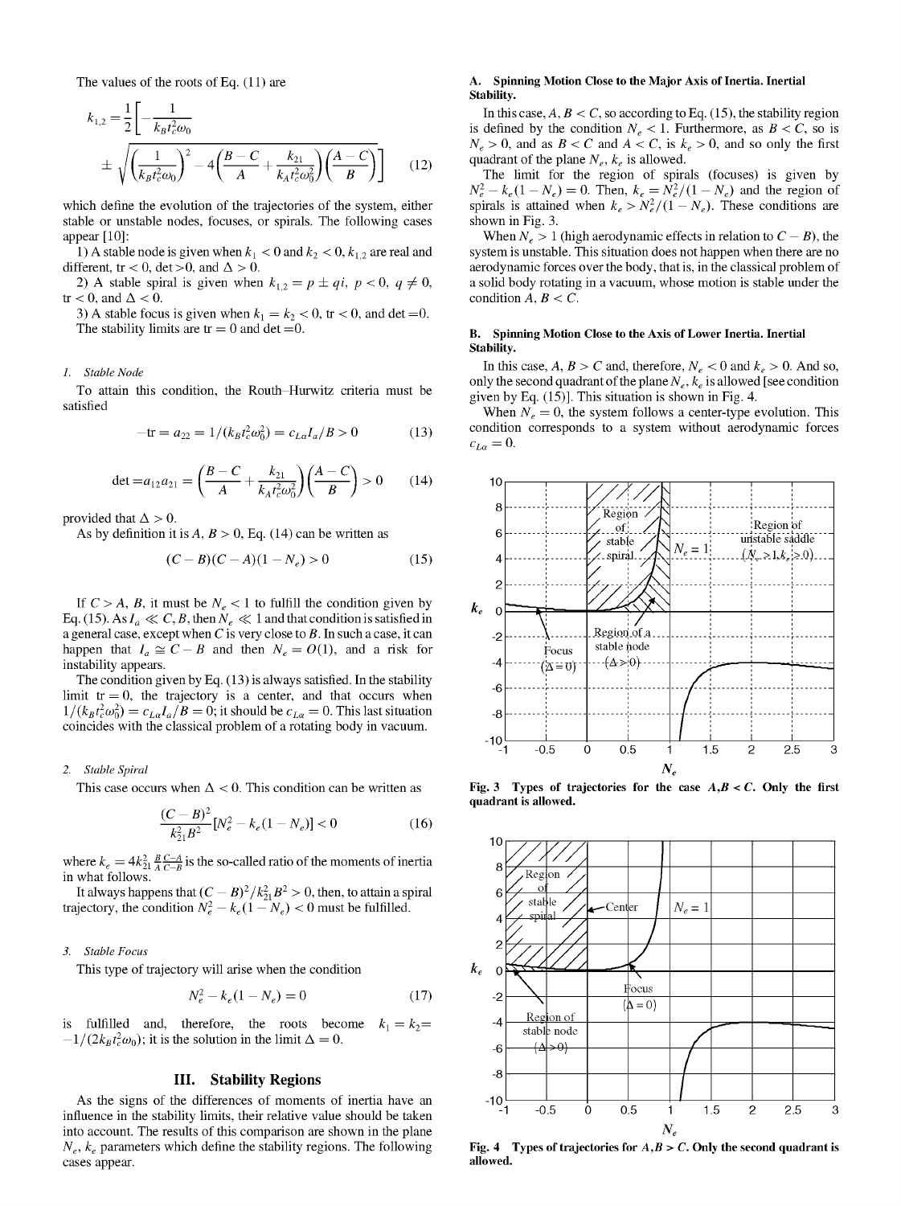The values of the roots of Eq. (11) are

$$k_{1,2} = \frac{1}{2}\left[-\frac{1}{k_B t_c^2 \omega_0} \pm \sqrt{\left(\frac{1}{k_B t_c^2 \omega_0}\right)^2 - 4\left(\frac{B-C}{A} + \frac{k_{21}}{k_A t_c^2 \omega_0^2}\right)\left(\frac{A-C}{B}\right)}\right] \tag{12}$$

which define the evolution of the trajectories of the system, either stable or unstable nodes, focuses, or spirals. The following cases appear [10]:

1) A stable node is given when $k_1 < 0$ and $k_2 < 0$, $k_{1,2}$ are real and different, $\mathrm{tr} < 0$, $\det > 0$, and $\Delta > 0$.

2) A stable spiral is given when $k_{1,2} = p \pm qi$, $p < 0$, $q \neq 0$, $\mathrm{tr} < 0$, and $\Delta < 0$.

3) A stable focus is given when $k_1 = k_2 < 0$, $\mathrm{tr} < 0$, and $\det = 0$. The stability limits are $\mathrm{tr} = 0$ and $\det = 0$.

#### 1. Stable Node

To attain this condition, the Routh–Hurwitz criteria must be satisfied

$$-\mathrm{tr} = a_{22} = 1/(k_B t_c^2 \omega_0^2) = c_{La} l_a / B > 0 \tag{13}$$

$$\det = a_{12} a_{21} = \left(\frac{B-C}{A} + \frac{k_{21}}{k_A t_c^2 \omega_0^2}\right)\left(\frac{A-C}{B}\right) > 0 \tag{14}$$

provided that $\Delta > 0$.

As by definition it is $A, B > 0$, Eq. (14) can be written as

$$(C-B)(C-A)(1-N_e) > 0 \tag{15}$$

If $C > A, B$, it must be $N_e < 1$ to fulfill the condition given by Eq. (15). As $I_a \ll C, B$, then $N_e \ll 1$ and that condition is satisfied in a general case, except when $C$ is very close to $B$. In such a case, it can happen that $I_a \cong C - B$ and then $N_e = O(1)$, and a risk for instability appears.

The condition given by Eq. (13) is always satisfied. In the stability limit $\mathrm{tr} = 0$, the trajectory is a center, and that occurs when $1/(k_B t_c^2 \omega_0^2) = c_{La} l_a / B = 0$; it should be $c_{La} = 0$. This last situation coincides with the classical problem of a rotating body in vacuum.

#### 2. Stable Spiral

This case occurs when $\Delta < 0$. This condition can be written as

$$\frac{(C-B)^2}{k_{21}^2 B^2}\left[N_e^2 - k_e(1-N_e)\right] < 0 \tag{16}$$

where $k_e = 4k_{21}^2 \frac{B}{A}\frac{C-A}{C-B}$ is the so-called ratio of the moments of inertia in what follows.

It always happens that $(C-B)^2/k_{21}^2 B^2 > 0$, then, to attain a spiral trajectory, the condition $N_e^2 - k_e(1-N_e) < 0$ must be fulfilled.

#### 3. Stable Focus

This type of trajectory will arise when the condition

$$N_e^2 - k_e(1-N_e) = 0 \tag{17}$$

is fulfilled and, therefore, the roots become $k_1 = k_2 = -1/(2k_B t_c^2 \omega_0)$; it is the solution in the limit $\Delta = 0$.

## III. Stability Regions

As the signs of the differences of moments of inertia have an influence in the stability limits, their relative value should be taken into account. The results of this comparison are shown in the plane $N_e$, $k_e$ parameters which define the stability regions. The following cases appear.

### A. Spinning Motion Close to the Major Axis of Inertia. Inertial Stability.

In this case, $A, B < C$, so according to Eq. (15), the stability region is defined by the condition $N_e < 1$. Furthermore, as $B < C$, so is $N_e > 0$, and as $B < C$ and $A < C$, is $k_e > 0$, and so only the first quadrant of the plane $N_e$, $k_e$ is allowed.

The limit for the region of spirals (focuses) is given by $N_e^2 - k_e(1-N_e) = 0$. Then, $k_e = N_e^2/(1-N_e)$ and the region of spirals is attained when $k_e > N_e^2/(1-N_e)$. These conditions are shown in Fig. 3.

When $N_e > 1$ (high aerodynamic effects in relation to $C - B$), the system is unstable. This situation does not happen when there are no aerodynamic forces over the body, that is, in the classical problem of a solid body rotating in a vacuum, whose motion is stable under the condition $A, B < C$.

### B. Spinning Motion Close to the Axis of Lower Inertia. Inertial Stability.

In this case, $A, B > C$ and, therefore, $N_e < 0$ and $k_e > 0$. And so, only the second quadrant of the plane $N_e$, $k_e$ is allowed [see condition given by Eq. (15)]. This situation is shown in Fig. 4.

When $N_e = 0$, the system follows a center-type evolution. This condition corresponds to a system without aerodynamic forces $c_{La} = 0$.

**Fig. 3 Types of trajectories for the case $A,B < C$. Only the first quadrant is allowed.**

**Fig. 4 Types of trajectories for $A,B > C$. Only the second quadrant is allowed.**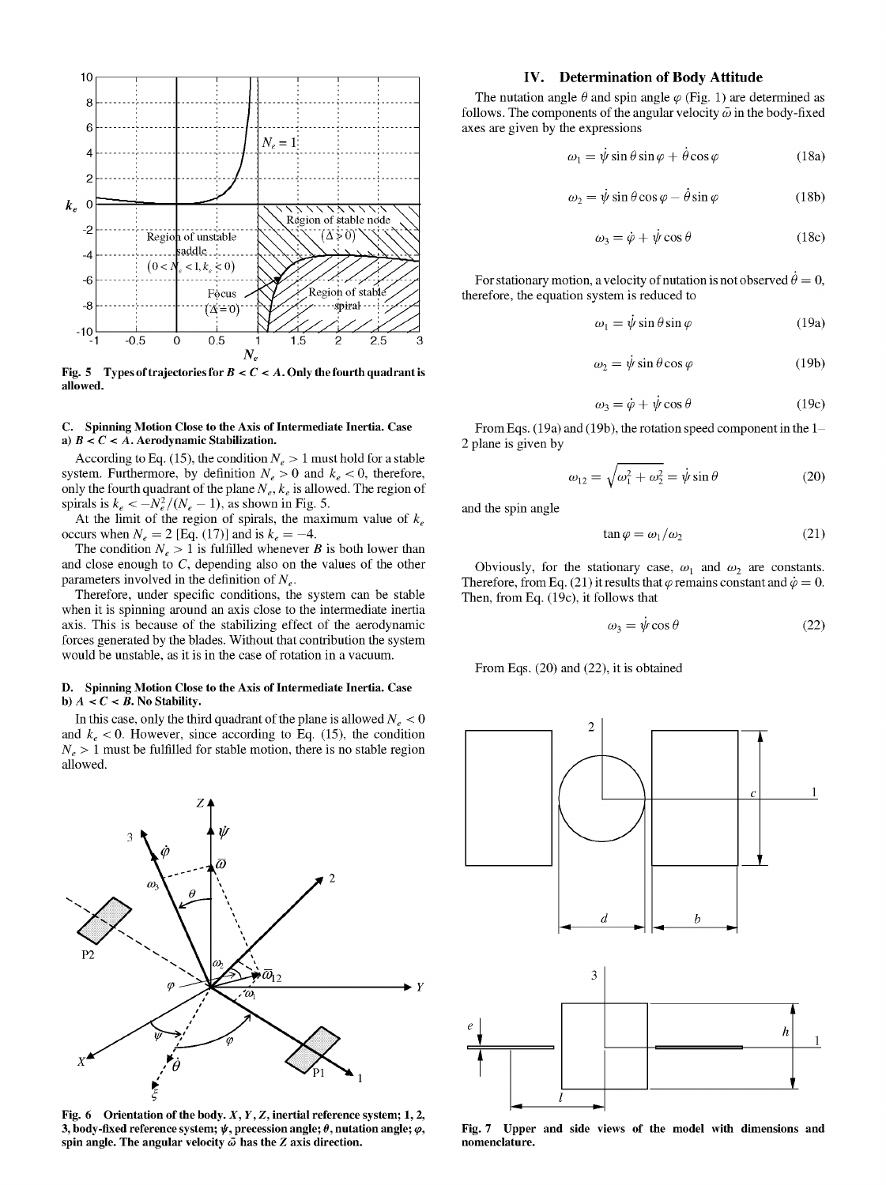Fig. 5 Types of trajectories for $B < C < A$. Only the fourth quadrant is allowed.

### C. Spinning Motion Close to the Axis of Intermediate Inertia. Case a) $B < C < A$. Aerodynamic Stabilization.

According to Eq. (15), the condition $N_e > 1$ must hold for a stable system. Furthermore, by definition $N_e > 0$ and $k_e < 0$, therefore, only the fourth quadrant of the plane $N_e$, $k_e$ is allowed. The region of spirals is $k_e < -N_e^2/(N_e - 1)$, as shown in Fig. 5.

At the limit of the region of spirals, the maximum value of $k_e$ occurs when $N_e = 2$ [Eq. (17)] and is $k_e = -4$.

The condition $N_e > 1$ is fulfilled whenever $B$ is both lower than and close enough to $C$, depending also on the values of the other parameters involved in the definition of $N_e$.

Therefore, under specific conditions, the system can be stable when it is spinning around an axis close to the intermediate inertia axis. This is because of the stabilizing effect of the aerodynamic forces generated by the blades. Without that contribution the system would be unstable, as it is in the case of rotation in a vacuum.

### D. Spinning Motion Close to the Axis of Intermediate Inertia. Case b) $A < C < B$. No Stability.

In this case, only the third quadrant of the plane is allowed $N_e < 0$ and $k_e < 0$. However, since according to Eq. (15), the condition $N_e > 1$ must be fulfilled for stable motion, there is no stable region allowed.

Fig. 6 Orientation of the body. $X, Y, Z$, inertial reference system; 1, 2, 3, body-fixed reference system; $\psi$, precession angle; $\theta$, nutation angle; $\varphi$, spin angle. The angular velocity $\bar{\omega}$ has the $Z$ axis direction.

## IV. Determination of Body Attitude

The nutation angle $\theta$ and spin angle $\varphi$ (Fig. 1) are determined as follows. The components of the angular velocity $\bar{\omega}$ in the body-fixed axes are given by the expressions

$$\omega_1 = \dot{\psi}\sin\theta\sin\varphi + \dot{\theta}\cos\varphi \tag{18a}$$

$$\omega_2 = \dot{\psi}\sin\theta\cos\varphi - \dot{\theta}\sin\varphi \tag{18b}$$

$$\omega_3 = \dot{\varphi} + \dot{\psi}\cos\theta \tag{18c}$$

For stationary motion, a velocity of nutation is not observed $\dot{\theta} = 0$, therefore, the equation system is reduced to

$$\omega_1 = \dot{\psi}\sin\theta\sin\varphi \tag{19a}$$

$$\omega_2 = \dot{\psi}\sin\theta\cos\varphi \tag{19b}$$

$$\omega_3 = \dot{\varphi} + \dot{\psi}\cos\theta \tag{19c}$$

From Eqs. (19a) and (19b), the rotation speed component in the 1–2 plane is given by

$$\omega_{12} = \sqrt{\omega_1^2 + \omega_2^2} = \dot{\psi}\sin\theta \tag{20}$$

and the spin angle

$$\tan\varphi = \omega_1/\omega_2 \tag{21}$$

Obviously, for the stationary case, $\omega_1$ and $\omega_2$ are constants. Therefore, from Eq. (21) it results that $\varphi$ remains constant and $\dot{\varphi} = 0$. Then, from Eq. (19c), it follows that

$$\omega_3 = \dot{\psi}\cos\theta \tag{22}$$

From Eqs. (20) and (22), it is obtained

Fig. 7 Upper and side views of the model with dimensions and nomenclature.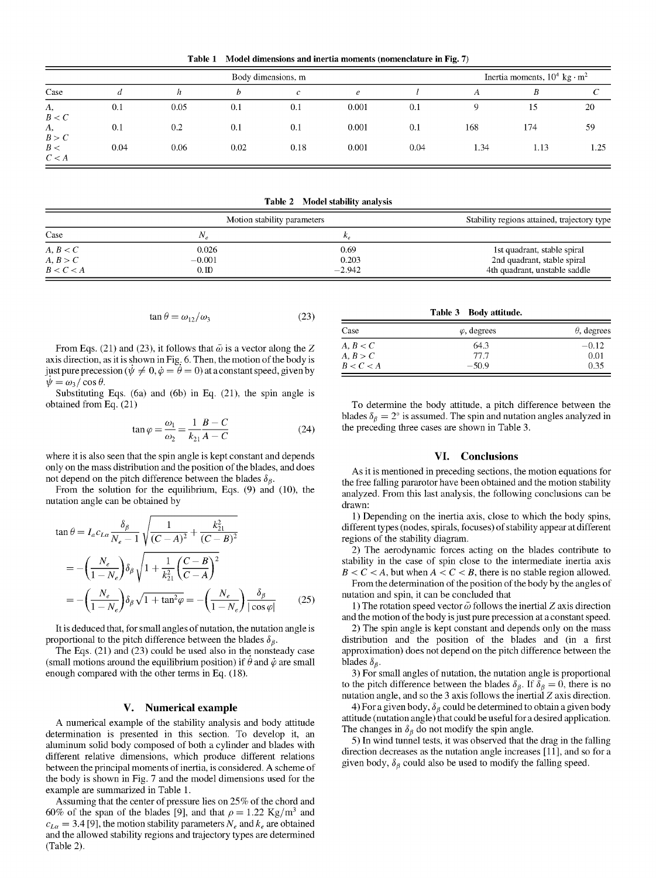Table 1 Model dimensions and inertia moments (nomenclature in Fig. 7)

| | Body dimensions, m | | | | | | Inertia moments, $10^4$ kg · m$^2$ | | |
|---|---|---|---|---|---|---|---|---|---|
| Case | $d$ | $h$ | $b$ | $c$ | $e$ | $l$ | $A$ | $B$ | $C$ |
| $A$, $B < C$ | 0.1 | 0.05 | 0.1 | 0.1 | 0.001 | 0.1 | 9 | 15 | 20 |
| $A$, $B > C$ | 0.1 | 0.2 | 0.1 | 0.1 | 0.001 | 0.1 | 168 | 174 | 59 |
| $B < C < A$ | 0.04 | 0.06 | 0.02 | 0.18 | 0.001 | 0.04 | 1.34 | 1.13 | 1.25 |

Table 2 Model stability analysis

| | Motion stability parameters | | Stability regions attained, trajectory type |
|---|---|---|---|
| Case | $N_e$ | $k_e$ | |
| $A$, $B < C$ | 0.026 | 0.69 | 1st quadrant, stable spiral |
| $A$, $B > C$ | −0.001 | 0.203 | 2nd quadrant, stable spiral |
| $B < C < A$ | 0.110 | −2.942 | 4th quadrant, unstable saddle |

$$\tan\theta = \omega_{12}/\omega_3 \tag{23}$$

From Eqs. (21) and (23), it follows that $\bar{\omega}$ is a vector along the $Z$ axis direction, as it is shown in Fig. 6. Then, the motion of the body is just pure precession ($\dot{\psi} \neq 0, \dot{\varphi} = \dot{\theta} = 0$) at a constant speed, given by $\dot{\psi} = \omega_3/\cos\theta$.

Substituting Eqs. (6a) and (6b) in Eq. (21), the spin angle is obtained from Eq. (21)

$$\tan\varphi = \frac{\omega_1}{\omega_2} = \frac{1}{k_{21}}\frac{B-C}{A-C} \tag{24}$$

where it is also seen that the spin angle is kept constant and depends only on the mass distribution and the position of the blades, and does not depend on the pitch difference between the blades $\delta_\beta$.

From the solution for the equilibrium, Eqs. (9) and (10), the nutation angle can be obtained by

$$\begin{aligned}\tan\theta &= I_a c_{L\alpha}\frac{\delta_\beta}{N_e - 1}\sqrt{\frac{1}{(C-A)^2} + \frac{k_{21}^2}{(C-B)^2}}\\ &= -\left(\frac{N_e}{1-N_e}\right)\delta_\beta\sqrt{1 + \frac{1}{k_{21}^2}\left(\frac{C-B}{C-A}\right)^2}\\ &= -\left(\frac{N_e}{1-N_e}\right)\delta_\beta\sqrt{1+\tan^2\varphi} = -\left(\frac{N_e}{1-N_e}\right)\frac{\delta_\beta}{|\cos\varphi|}\end{aligned} \tag{25}$$

It is deduced that, for small angles of nutation, the nutation angle is proportional to the pitch difference between the blades $\delta_\beta$.

The Eqs. (21) and (23) could be used also in the nonsteady case (small motions around the equilibrium position) if $\dot{\theta}$ and $\dot{\varphi}$ are small enough compared with the other terms in Eq. (18).

## V. Numerical example

A numerical example of the stability analysis and body attitude determination is presented in this section. To develop it, an aluminum solid body composed of both a cylinder and blades with different relative dimensions, which produce different relations between the principal moments of inertia, is considered. A scheme of the body is shown in Fig. 7 and the model dimensions used for the example are summarized in Table 1.

Assuming that the center of pressure lies on 25% of the chord and 60% of the span of the blades [9], and that $\rho = 1.22$ Kg/m$^3$ and $c_{L\alpha} = 3.4$ [9], the motion stability parameters $N_e$ and $k_e$ are obtained and the allowed stability regions and trajectory types are determined (Table 2).

Table 3 Body attitude.

| Case | $\varphi$, degrees | $\theta$, degrees |
|---|---|---|
| $A$, $B < C$ | 64.3 | −0.12 |
| $A$, $B > C$ | 77.7 | 0.01 |
| $B < C < A$ | −50.9 | 0.35 |

To determine the body attitude, a pitch difference between the blades $\delta_\beta = 2°$ is assumed. The spin and nutation angles analyzed in the preceding three cases are shown in Table 3.

## VI. Conclusions

As it is mentioned in preceding sections, the motion equations for the free falling pararotor have been obtained and the motion stability analyzed. From this last analysis, the following conclusions can be drawn:

1) Depending on the inertia axis, close to which the body spins, different types (nodes, spirals, focuses) of stability appear at different regions of the stability diagram.

2) The aerodynamic forces acting on the blades contribute to stability in the case of spin close to the intermediate inertia axis $B < C < A$, but when $A < C < B$, there is no stable region allowed.

From the determination of the position of the body by the angles of nutation and spin, it can be concluded that

1) The rotation speed vector $\bar{\omega}$ follows the inertial $Z$ axis direction and the motion of the body is just pure precession at a constant speed.

2) The spin angle is kept constant and depends only on the mass distribution and the position of the blades and (in a first approximation) does not depend on the pitch difference between the blades $\delta_\beta$.

3) For small angles of nutation, the nutation angle is proportional to the pitch difference between the blades $\delta_\beta$. If $\delta_\beta = 0$, there is no nutation angle, and so the 3 axis follows the inertial $Z$ axis direction.

4) For a given body, $\delta_\beta$ could be determined to obtain a given body attitude (nutation angle) that could be useful for a desired application. The changes in $\delta_\beta$ do not modify the spin angle.

5) In wind tunnel tests, it was observed that the drag in the falling direction decreases as the nutation angle increases [11], and so for a given body, $\delta_\beta$ could also be used to modify the falling speed.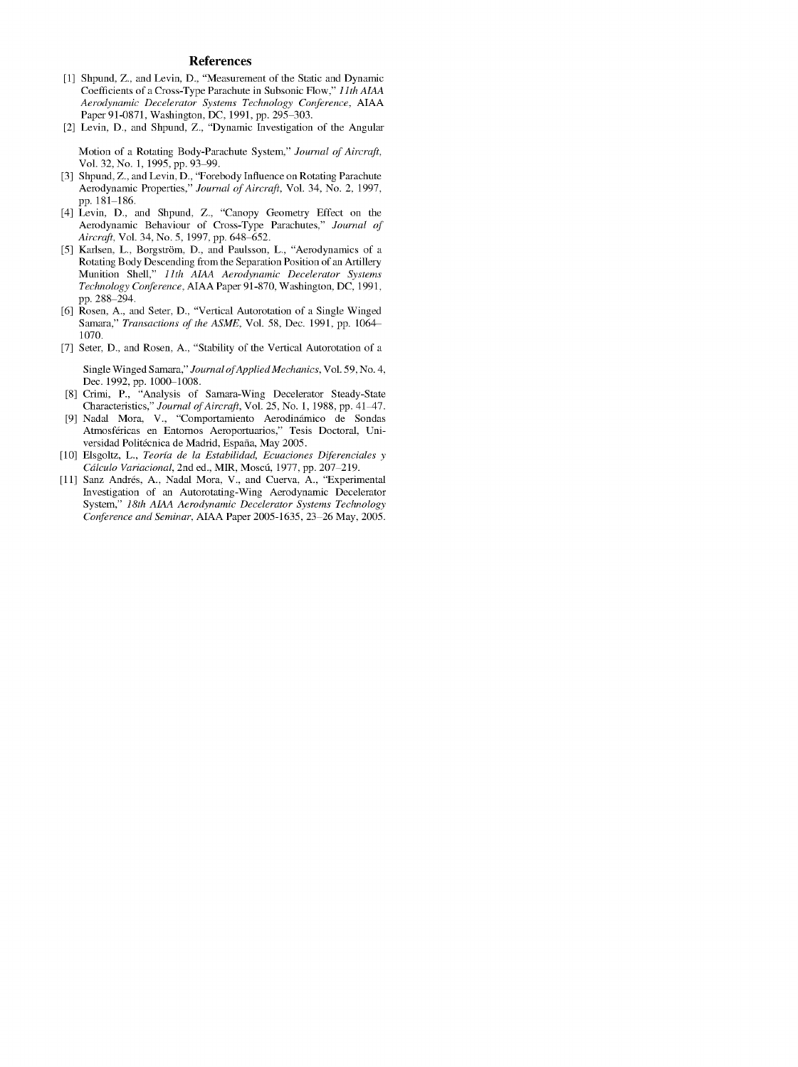## References

[1] Shpund, Z., and Levin, D., "Measurement of the Static and Dynamic Coefficients of a Cross-Type Parachute in Subsonic Flow," *11th AIAA Aerodynamic Decelerator Systems Technology Conference*, AIAA Paper 91-0871, Washington, DC, 1991, pp. 295–303.

[2] Levin, D., and Shpund, Z., "Dynamic Investigation of the Angular Motion of a Rotating Body-Parachute System," *Journal of Aircraft*, Vol. 32, No. 1, 1995, pp. 93–99.

[3] Shpund, Z., and Levin, D., "Forebody Influence on Rotating Parachute Aerodynamic Properties," *Journal of Aircraft*, Vol. 34, No. 2, 1997, pp. 181–186.

[4] Levin, D., and Shpund, Z., "Canopy Geometry Effect on the Aerodynamic Behaviour of Cross-Type Parachutes," *Journal of Aircraft*, Vol. 34, No. 5, 1997, pp. 648–652.

[5] Karlsen, L., Borgström, D., and Paulsson, L., "Aerodynamics of a Rotating Body Descending from the Separation Position of an Artillery Munition Shell," *11th AIAA Aerodynamic Decelerator Systems Technology Conference*, AIAA Paper 91-870, Washington, DC, 1991, pp. 288–294.

[6] Rosen, A., and Seter, D., "Vertical Autorotation of a Single Winged Samara," *Transactions of the ASME*, Vol. 58, Dec. 1991, pp. 1064–1070.

[7] Seter, D., and Rosen, A., "Stability of the Vertical Autorotation of a Single Winged Samara," *Journal of Applied Mechanics*, Vol. 59, No. 4, Dec. 1992, pp. 1000–1008.

[8] Crimi, P., "Analysis of Samara-Wing Decelerator Steady-State Characteristics," *Journal of Aircraft*, Vol. 25, No. 1, 1988, pp. 41–47.

[9] Nadal Mora, V., "Comportamiento Aerodinámico de Sondas Atmosféricas en Entornos Aeroportuarios," Tesis Doctoral, Universidad Politécnica de Madrid, España, May 2005.

[10] Elsgoltz, L., *Teoría de la Estabilidad, Ecuaciones Diferenciales y Cálculo Variacional*, 2nd ed., MIR, Moscú, 1977, pp. 207–219.

[11] Sanz Andrés, A., Nadal Mora, V., and Cuerva, A., "Experimental Investigation of an Autorotating-Wing Aerodynamic Decelerator System," *18th AIAA Aerodynamic Decelerator Systems Technology Conference and Seminar*, AIAA Paper 2005-1635, 23–26 May, 2005.